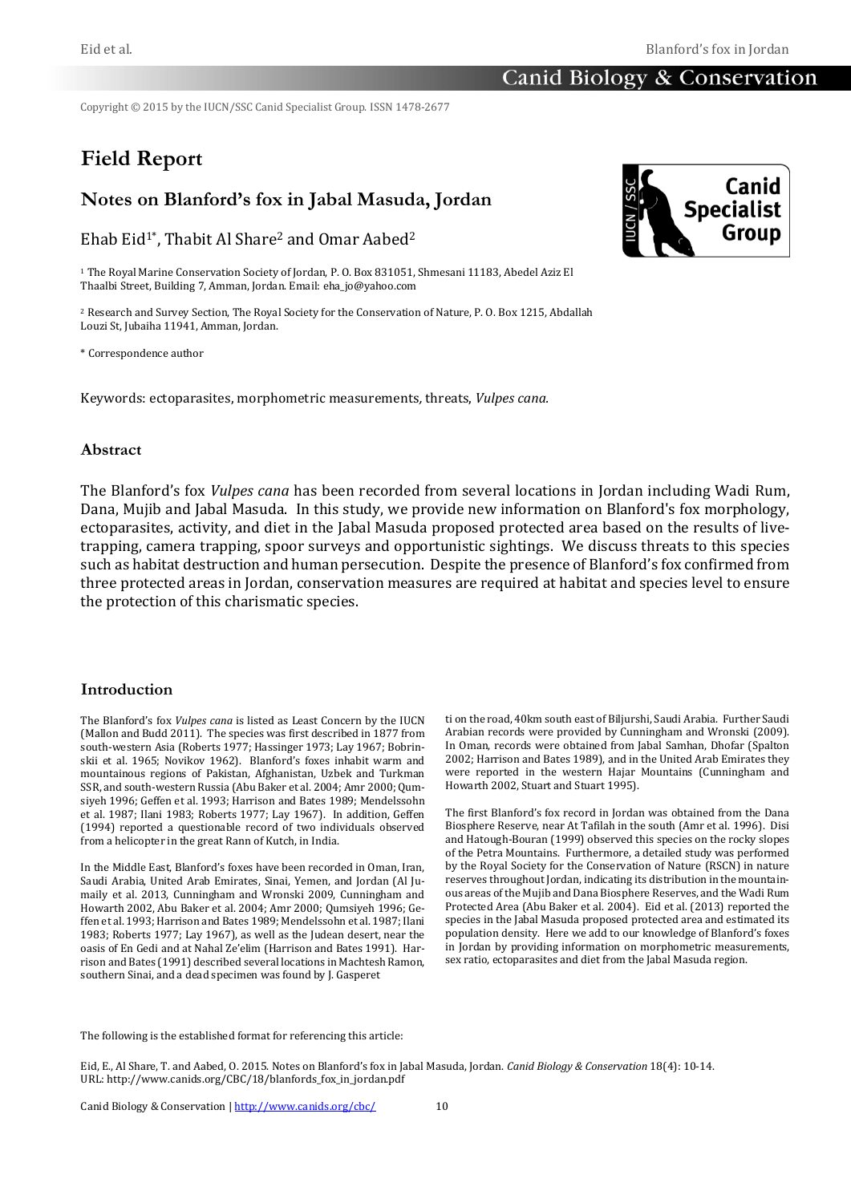Copyright © 2015 by the IUCN/SSC Canid Specialist Group. ISSN 1478-2677

# Field Report

## Notes on Blanford's fox in Jabal Masuda, Jordan

Ehab Eid[1*], Thabit Al Share[2] and Omar Aabed[2]

[1] The Royal Marine Conservation Society of Jordan, P. O. Box 831051, Shmesani 11183, Abedel Aziz El Thaalbi Street, Building 7, Amman, Jordan. Email: eha_jo@yahoo.com

[2] Research and Survey Section, The Royal Society for the Conservation of Nature, P. O. Box 1215, Abdallah Louzi St, Jubaiha 11941, Amman, Jordan.

* Correspondence author

Keywords: ectoparasites, morphometric measurements, threats, *Vulpes cana*.

### Abstract

The Blanford's fox *Vulpes cana* has been recorded from several locations in Jordan including Wadi Rum, Dana, Mujib and Jabal Masuda. In this study, we provide new information on Blanford's fox morphology, ectoparasites, activity, and diet in the Jabal Masuda proposed protected area based on the results of live-trapping, camera trapping, spoor surveys and opportunistic sightings. We discuss threats to this species such as habitat destruction and human persecution. Despite the presence of Blanford's fox confirmed from three protected areas in Jordan, conservation measures are required at habitat and species level to ensure the protection of this charismatic species.

### Introduction

The Blanford's fox *Vulpes cana* is listed as Least Concern by the IUCN (Mallon and Budd 2011). The species was first described in 1877 from south-western Asia (Roberts 1977; Hassinger 1973; Lay 1967; Bobrinskii et al. 1965; Novikov 1962). Blanford's foxes inhabit warm and mountainous regions of Pakistan, Afghanistan, Uzbek and Turkman SSR, and south-western Russia (Abu Baker et al. 2004; Amr 2000; Qumsiyeh 1996; Geffen et al. 1993; Harrison and Bates 1989; Mendelssohn et al. 1987; Ilani 1983; Roberts 1977; Lay 1967). In addition, Geffen (1994) reported a questionable record of two individuals observed from a helicopter in the great Rann of Kutch, in India.

In the Middle East, Blanford's foxes have been recorded in Oman, Iran, Saudi Arabia, United Arab Emirates, Sinai, Yemen, and Jordan (Al Jumaily et al. 2013, Cunningham and Wronski 2009, Cunningham and Howarth 2002, Abu Baker et al. 2004; Amr 2000; Qumsiyeh 1996; Geffen et al. 1993; Harrison and Bates 1989; Mendelssohn et al. 1987; Ilani 1983; Roberts 1977; Lay 1967), as well as the Judean desert, near the oasis of En Gedi and at Nahal Ze'elim (Harrison and Bates 1991). Harrison and Bates (1991) described several locations in Machtesh Ramon, southern Sinai, and a dead specimen was found by J. Gasperetti on the road, 40km south east of Biljurshi, Saudi Arabia. Further Saudi Arabian records were provided by Cunningham and Wronski (2009). In Oman, records were obtained from Jabal Samhan, Dhofar (Spalton 2002; Harrison and Bates 1989), and in the United Arab Emirates they were reported in the western Hajar Mountains (Cunningham and Howarth 2002, Stuart and Stuart 1995).

The first Blanford's fox record in Jordan was obtained from the Dana Biosphere Reserve, near At Tafilah in the south (Amr et al. 1996). Disi and Hatough-Bouran (1999) observed this species on the rocky slopes of the Petra Mountains. Furthermore, a detailed study was performed by the Royal Society for the Conservation of Nature (RSCN) in nature reserves throughout Jordan, indicating its distribution in the mountainous areas of the Mujib and Dana Biosphere Reserves, and the Wadi Rum Protected Area (Abu Baker et al. 2004). Eid et al. (2013) reported the species in the Jabal Masuda proposed protected area and estimated its population density. Here we add to our knowledge of Blanford's foxes in Jordan by providing information on morphometric measurements, sex ratio, ectoparasites and diet from the Jabal Masuda region.

The following is the established format for referencing this article:

Eid, E., Al Share, T. and Aabed, O. 2015. Notes on Blanford's fox in Jabal Masuda, Jordan. *Canid Biology & Conservation* 18(4): 10-14. URL: http://www.canids.org/CBC/18/blanfords_fox_in_jordan.pdf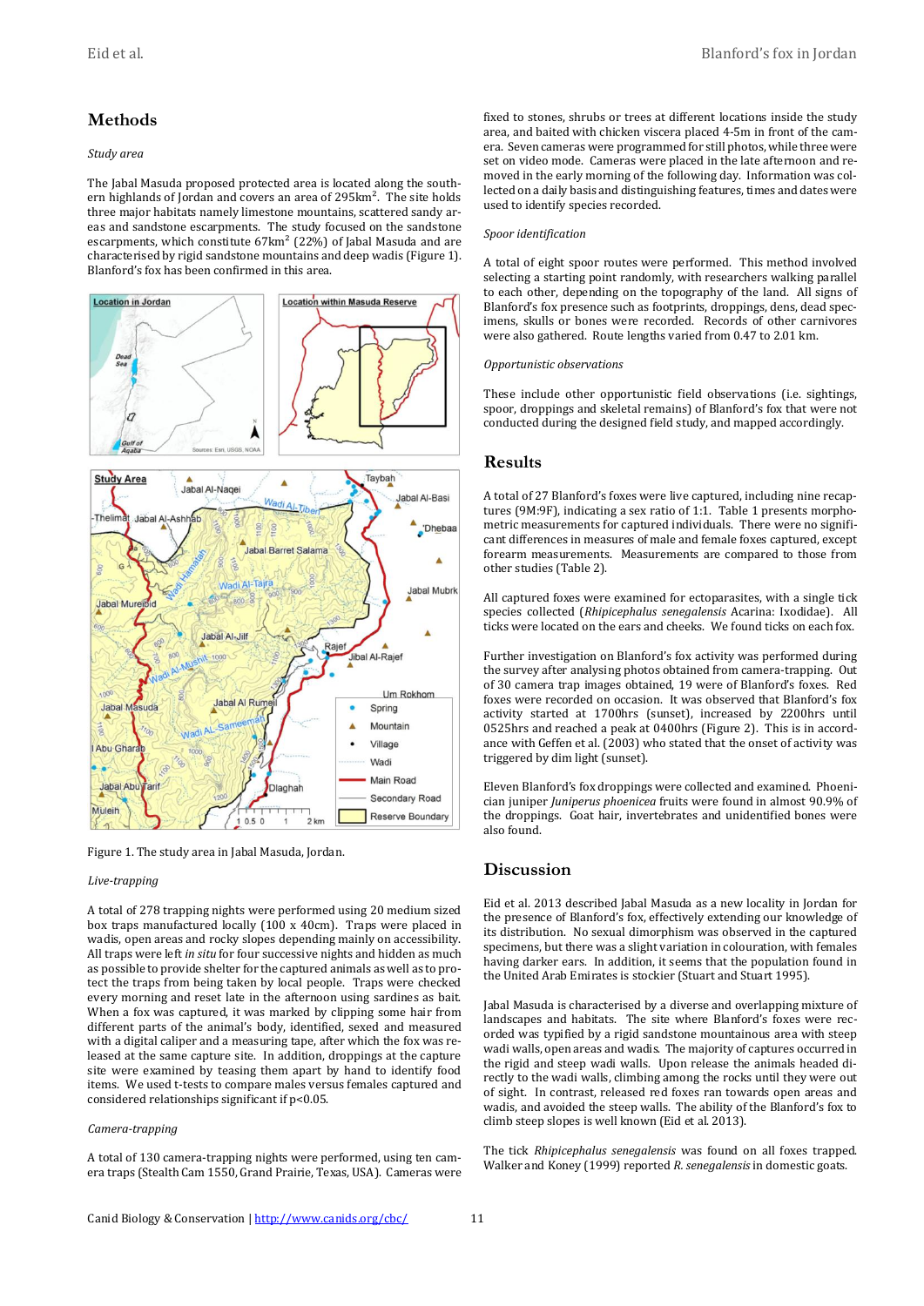## Methods

*Study area*

The Jabal Masuda proposed protected area is located along the southern highlands of Jordan and covers an area of 295km$^2$. The site holds three major habitats namely limestone mountains, scattered sandy areas and sandstone escarpments. The study focused on the sandstone escarpments, which constitute 67km$^2$ (22%) of Jabal Masuda and are characterised by rigid sandstone mountains and deep wadis (Figure 1). Blanford's fox has been confirmed in this area.

Figure 1. The study area in Jabal Masuda, Jordan.

*Live-trapping*

A total of 278 trapping nights were performed using 20 medium sized box traps manufactured locally (100 x 40cm). Traps were placed in wadis, open areas and rocky slopes depending mainly on accessibility. All traps were left *in situ* for four successive nights and hidden as much as possible to provide shelter for the captured animals as well as to protect the traps from being taken by local people. Traps were checked every morning and reset late in the afternoon using sardines as bait. When a fox was captured, it was marked by clipping some hair from different parts of the animal's body, identified, sexed and measured with a digital caliper and a measuring tape, after which the fox was released at the same capture site. In addition, droppings at the capture site were examined by teasing them apart by hand to identify food items. We used t-tests to compare males versus females captured and considered relationships significant if $p<0.05$.

*Camera-trapping*

A total of 130 camera-trapping nights were performed, using ten camera traps (Stealth Cam 1550, Grand Prairie, Texas, USA). Cameras were fixed to stones, shrubs or trees at different locations inside the study area, and baited with chicken viscera placed 4-5m in front of the camera. Seven cameras were programmed for still photos, while three were set on video mode. Cameras were placed in the late afternoon and removed in the early morning of the following day. Information was collected on a daily basis and distinguishing features, times and dates were used to identify species recorded.

*Spoor identification*

A total of eight spoor routes were performed. This method involved selecting a starting point randomly, with researchers walking parallel to each other, depending on the topography of the land. All signs of Blanford's fox presence such as footprints, droppings, dens, dead specimens, skulls or bones were recorded. Records of other carnivores were also gathered. Route lengths varied from 0.47 to 2.01 km.

*Opportunistic observations*

These include other opportunistic field observations (i.e. sightings, spoor, droppings and skeletal remains) of Blanford's fox that were not conducted during the designed field study, and mapped accordingly.

## Results

A total of 27 Blanford's foxes were live captured, including nine recaptures (9M:9F), indicating a sex ratio of 1:1. Table 1 presents morphometric measurements for captured individuals. There were no significant differences in measures of male and female foxes captured, except forearm measurements. Measurements are compared to those from other studies (Table 2).

All captured foxes were examined for ectoparasites, with a single tick species collected (*Rhipicephalus senegalensis* Acarina: Ixodidae). All ticks were located on the ears and cheeks. We found ticks on each fox.

Further investigation on Blanford's fox activity was performed during the survey after analysing photos obtained from camera-trapping. Out of 30 camera trap images obtained, 19 were of Blanford's foxes. Red foxes were recorded on occasion. It was observed that Blanford's fox activity started at 1700hrs (sunset), increased by 2200hrs until 0525hrs and reached a peak at 0400hrs (Figure 2). This is in accordance with Geffen et al. (2003) who stated that the onset of activity was triggered by dim light (sunset).

Eleven Blanford's fox droppings were collected and examined. Phoenician juniper *Juniperus phoenicea* fruits were found in almost 90.9% of the droppings. Goat hair, invertebrates and unidentified bones were also found.

## Discussion

Eid et al. 2013 described Jabal Masuda as a new locality in Jordan for the presence of Blanford's fox, effectively extending our knowledge of its distribution. No sexual dimorphism was observed in the captured specimens, but there was a slight variation in colouration, with females having darker ears. In addition, it seems that the population found in the United Arab Emirates is stockier (Stuart and Stuart 1995).

Jabal Masuda is characterised by a diverse and overlapping mixture of landscapes and habitats. The site where Blanford's foxes were recorded was typified by a rigid sandstone mountainous area with steep wadi walls, open areas and wadis. The majority of captures occurred in the rigid and steep wadi walls. Upon release the animals headed directly to the wadi walls, climbing among the rocks until they were out of sight. In contrast, released red foxes ran towards open areas and wadis, and avoided the steep walls. The ability of the Blanford's fox to climb steep slopes is well known (Eid et al. 2013).

The tick *Rhipicephalus senegalensis* was found on all foxes trapped. Walker and Koney (1999) reported *R. senegalensis* in domestic goats.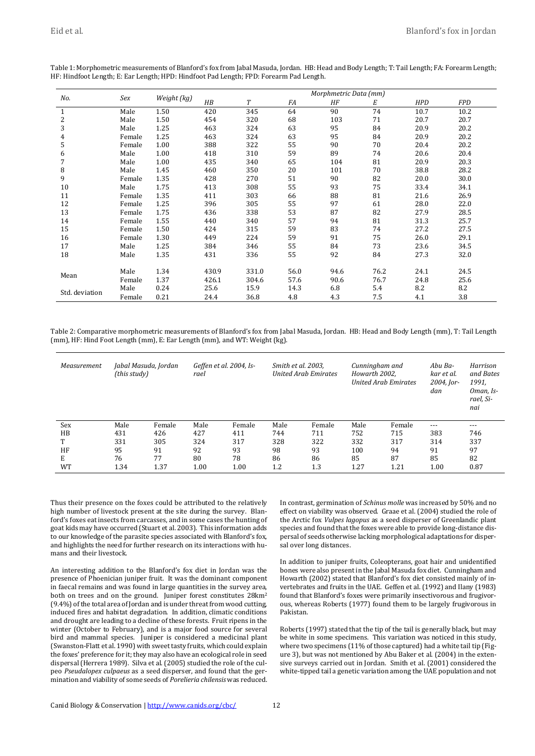Table 1: Morphometric measurements of Blanford's fox from Jabal Masuda, Jordan. HB: Head and Body Length; T: Tail Length; FA: Forearm Length; HF: Hindfoot Length; E: Ear Length; HPD: Hindfoot Pad Length; FPD: Forearm Pad Length.

| No. | Sex | Weight (kg) | Morphmetric Data (mm) | | | | | | |
|---|---|---|---|---|---|---|---|---|---|
| | | | HB | T | FA | HF | E | HPD | FPD |
| 1 | Male | 1.50 | 420 | 345 | 64 | 90 | 74 | 10.7 | 10.2 |
| 2 | Male | 1.50 | 454 | 320 | 68 | 103 | 71 | 20.7 | 20.7 |
| 3 | Male | 1.25 | 463 | 324 | 63 | 95 | 84 | 20.9 | 20.2 |
| 4 | Female | 1.25 | 463 | 324 | 63 | 95 | 84 | 20.9 | 20.2 |
| 5 | Female | 1.00 | 388 | 322 | 55 | 90 | 70 | 20.4 | 20.2 |
| 6 | Male | 1.00 | 418 | 310 | 59 | 89 | 74 | 20.6 | 20.4 |
| 7 | Male | 1.00 | 435 | 340 | 65 | 104 | 81 | 20.9 | 20.3 |
| 8 | Male | 1.45 | 460 | 350 | 20 | 101 | 70 | 38.8 | 28.2 |
| 9 | Female | 1.35 | 428 | 270 | 51 | 90 | 82 | 20.0 | 30.0 |
| 10 | Male | 1.75 | 413 | 308 | 55 | 93 | 75 | 33.4 | 34.1 |
| 11 | Female | 1.35 | 411 | 303 | 66 | 88 | 81 | 21.6 | 26.9 |
| 12 | Female | 1.25 | 396 | 305 | 55 | 97 | 61 | 28.0 | 22.0 |
| 13 | Female | 1.75 | 436 | 338 | 53 | 87 | 82 | 27.9 | 28.5 |
| 14 | Female | 1.55 | 440 | 340 | 57 | 94 | 81 | 31.3 | 25.7 |
| 15 | Female | 1.50 | 424 | 315 | 59 | 83 | 74 | 27.2 | 27.5 |
| 16 | Female | 1.30 | 449 | 224 | 59 | 91 | 75 | 26.0 | 29.1 |
| 17 | Male | 1.25 | 384 | 346 | 55 | 84 | 73 | 23.6 | 34.5 |
| 18 | Male | 1.35 | 431 | 336 | 55 | 92 | 84 | 27.3 | 32.0 |
| Mean | Male | 1.34 | 430.9 | 331.0 | 56.0 | 94.6 | 76.2 | 24.1 | 24.5 |
| | Female | 1.37 | 426.1 | 304.6 | 57.6 | 90.6 | 76.7 | 24.8 | 25.6 |
| Std. deviation | Male | 0.24 | 25.6 | 15.9 | 14.3 | 6.8 | 5.4 | 8.2 | 8.2 |
| | Female | 0.21 | 24.4 | 36.8 | 4.8 | 4.3 | 7.5 | 4.1 | 3.8 |

Table 2: Comparative morphometric measurements of Blanford's fox from Jabal Masuda, Jordan. HB: Head and Body Length (mm), T: Tail Length (mm), HF: Hind Foot Length (mm), E: Ear Length (mm), and WT: Weight (kg).

| Measurement | Jabal Masuda, Jordan (this study) | | Geffen et al. 2004, Israel | | Smith et al. 2003, United Arab Emirates | | Cunningham and Howarth 2002, United Arab Emirates | | Abu Bakar et al. 2004, Jordan | Harrison and Bates 1991, Oman, Israel, Sinai |
|---|---|---|---|---|---|---|---|---|---|---|
| Sex | Male | Female | Male | Female | Male | Female | Male | Female | --- | --- |
| HB | 431 | 426 | 427 | 411 | 744 | 711 | 752 | 715 | 383 | 746 |
| T | 331 | 305 | 324 | 317 | 328 | 322 | 332 | 317 | 314 | 337 |
| HF | 95 | 91 | 92 | 93 | 98 | 93 | 100 | 94 | 91 | 97 |
| E | 76 | 77 | 80 | 78 | 86 | 86 | 85 | 87 | 85 | 82 |
| WT | 1.34 | 1.37 | 1.00 | 1.00 | 1.2 | 1.3 | 1.27 | 1.21 | 1.00 | 0.87 |

Thus their presence on the foxes could be attributed to the relatively high number of livestock present at the site during the survey. Blanford's foxes eat insects from carcasses, and in some cases the hunting of goat kids may have occurred (Stuart et al. 2003). This information adds to our knowledge of the parasite species associated with Blanford's fox, and highlights the need for further research on its interactions with humans and their livestock.

An interesting addition to the Blanford's fox diet in Jordan was the presence of Phoenician juniper fruit. It was the dominant component in faecal remains and was found in large quantities in the survey area, both on trees and on the ground. Juniper forest constitutes 28km² (9.4%) of the total area of Jordan and is under threat from wood cutting, induced fires and habitat degradation. In addition, climatic conditions and drought are leading to a decline of these forests. Fruit ripens in the winter (October to February), and is a major food source for several bird and mammal species. Juniper is considered a medicinal plant (Swanston-Flatt et al. 1990) with sweet tasty fruits, which could explain the foxes' preference for it; they may also have an ecological role in seed dispersal (Herrera 1989). Silva et al. (2005) studied the role of the culpeo *Pseudalopex culpaeus* as a seed disperser, and found that the germination and viability of some seeds of *Porelieria chilensis* was reduced. In contrast, germination of *Schinus molle* was increased by 50% and no effect on viability was observed. Graae et al. (2004) studied the role of the Arctic fox *Vulpes lagopus* as a seed disperser of Greenlandic plant species and found that the foxes were able to provide long-distance dispersal of seeds otherwise lacking morphological adaptations for dispersal over long distances.

In addition to juniper fruits, Coleopterans, goat hair and unidentified bones were also present in the Jabal Masuda fox diet. Cunningham and Howarth (2002) stated that Blanford's fox diet consisted mainly of invertebrates and fruits in the UAE. Geffen et al. (1992) and Ilany (1983) found that Blanford's foxes were primarily insectivorous and frugivorous, whereas Roberts (1977) found them to be largely frugivorous in Pakistan.

Roberts (1997) stated that the tip of the tail is generally black, but may be white in some specimens. This variation was noticed in this study, where two specimens (11% of those captured) had a white tail tip (Figure 3), but was not mentioned by Abu Baker et al. (2004) in the extensive surveys carried out in Jordan. Smith et al. (2001) considered the white-tipped tail a genetic variation among the UAE population and not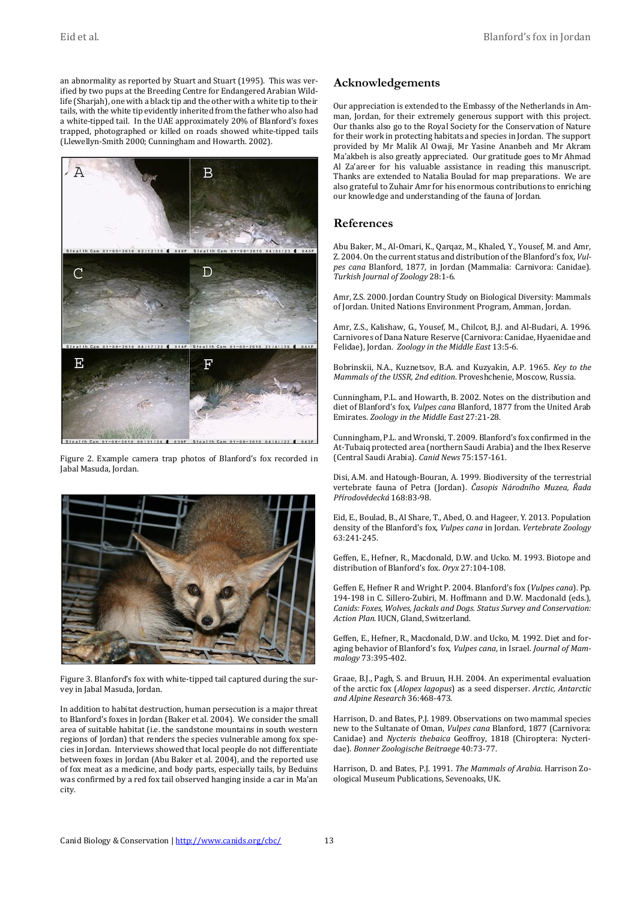an abnormality as reported by Stuart and Stuart (1995). This was verified by two pups at the Breeding Centre for Endangered Arabian Wildlife (Sharjah), one with a black tip and the other with a white tip to their tails, with the white tip evidently inherited from the father who also had a white-tipped tail. In the UAE approximately 20% of Blanford's foxes trapped, photographed or killed on roads showed white-tipped tails (Llewellyn-Smith 2000; Cunningham and Howarth. 2002).

Figure 2. Example camera trap photos of Blanford's fox recorded in Jabal Masuda, Jordan.

Figure 3. Blanford's fox with white-tipped tail captured during the survey in Jabal Masuda, Jordan.

In addition to habitat destruction, human persecution is a major threat to Blanford's foxes in Jordan (Baker et al. 2004). We consider the small area of suitable habitat (i.e. the sandstone mountains in south western regions of Jordan) that renders the species vulnerable among fox species in Jordan. Interviews showed that local people do not differentiate between foxes in Jordan (Abu Baker et al. 2004), and the reported use of fox meat as a medicine, and body parts, especially tails, by Beduins was confirmed by a red fox tail observed hanging inside a car in Ma'an city.

## Acknowledgements

Our appreciation is extended to the Embassy of the Netherlands in Amman, Jordan, for their extremely generous support with this project. Our thanks also go to the Royal Society for the Conservation of Nature for their work in protecting habitats and species in Jordan. The support provided by Mr Malik Al Owaji, Mr Yasine Ananbeh and Mr Akram Ma'akbeh is also greatly appreciated. Our gratitude goes to Mr Ahmad Al Za'areer for his valuable assistance in reading this manuscript. Thanks are extended to Natalia Boulad for map preparations. We are also grateful to Zuhair Amr for his enormous contributions to enriching our knowledge and understanding of the fauna of Jordan.

## References

Abu Baker, M., Al-Omari, K., Qarqaz, M., Khaled, Y., Yousef, M. and Amr, Z. 2004. On the current status and distribution of the Blanford's fox, *Vulpes cana* Blanford, 1877, in Jordan (Mammalia: Carnivora: Canidae). *Turkish Journal of Zoology* 28:1-6.

Amr, Z.S. 2000. Jordan Country Study on Biological Diversity: Mammals of Jordan. United Nations Environment Program, Amman, Jordan.

Amr, Z.S., Kalishaw, G., Yousef, M., Chilcot, B.J. and Al-Budari, A. 1996. Carnivores of Dana Nature Reserve (Carnivora: Canidae, Hyaenidae and Felidae), Jordan. *Zoology in the Middle East* 13:5-6.

Bobrinskii, N.A., Kuznetsov, B.A. and Kuzyakin, A.P. 1965. *Key to the Mammals of the USSR, 2nd edition*. Proveshchenie, Moscow, Russia.

Cunningham, P.L. and Howarth, B. 2002. Notes on the distribution and diet of Blanford's fox, *Vulpes cana* Blanford, 1877 from the United Arab Emirates. *Zoology in the Middle East* 27:21-28.

Cunningham, P.L. and Wronski, T. 2009. Blanford's fox confirmed in the At-Tubaiq protected area (northern Saudi Arabia) and the Ibex Reserve (Central Saudi Arabia). *Canid News* 75:157-161.

Disi, A.M. and Hatough-Bouran, A. 1999. Biodiversity of the terrestrial vertebrate fauna of Petra (Jordan). *Časopis Národního Muzea, Řada Přírodovědecká* 168:83-98.

Eid, E., Boulad, B., Al Share, T., Abed, O. and Hageer, Y. 2013. Population density of the Blanford's fox, *Vulpes cana* in Jordan. *Vertebrate Zoology* 63:241-245.

Geffen, E., Hefner, R., Macdonald, D.W. and Ucko. M. 1993. Biotope and distribution of Blanford's fox. *Oryx* 27:104-108.

Geffen E, Hefner R and Wright P. 2004. Blanford's fox (*Vulpes cana*). Pp. 194-198 in C. Sillero-Zubiri, M. Hoffmann and D.W. Macdonald (eds.), *Canids: Foxes, Wolves, Jackals and Dogs. Status Survey and Conservation: Action Plan*. IUCN, Gland, Switzerland.

Geffen, E., Hefner, R., Macdonald, D.W. and Ucko, M. 1992. Diet and foraging behavior of Blanford's fox, *Vulpes cana*, in Israel. *Journal of Mammalogy* 73:395-402.

Graae, B.J., Pagh, S. and Bruun, H.H. 2004. An experimental evaluation of the arctic fox (*Alopex lagopus*) as a seed disperser. *Arctic, Antarctic and Alpine Research* 36:468-473.

Harrison, D. and Bates, P.J. 1989. Observations on two mammal species new to the Sultanate of Oman, *Vulpes cana* Blanford, 1877 (Carnivora: Canidae) and *Nycteris thebaica* Geoffroy, 1818 (Chiroptera: Nycteridae). *Bonner Zoologische Beitraege* 40:73-77.

Harrison, D. and Bates, P.J. 1991. *The Mammals of Arabia*. Harrison Zoological Museum Publications, Sevenoaks, UK.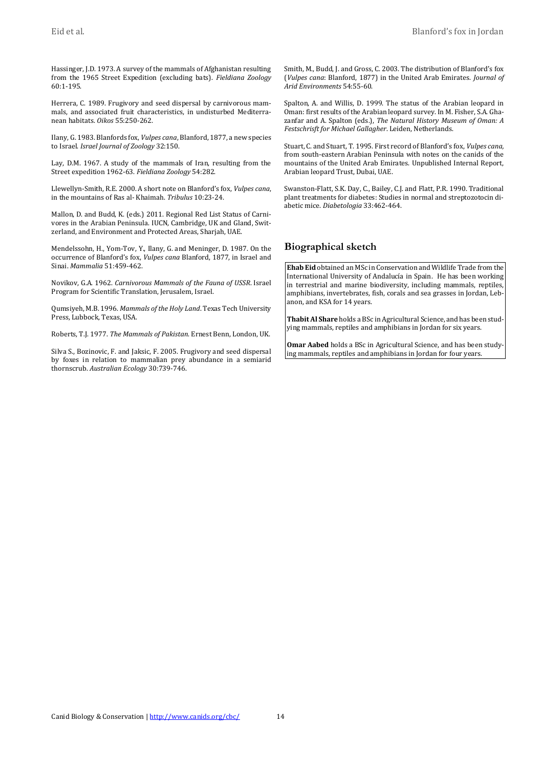Hassinger, J.D. 1973. A survey of the mammals of Afghanistan resulting from the 1965 Street Expedition (excluding bats). *Fieldiana Zoology* 60:1-195.

Herrera, C. 1989. Frugivory and seed dispersal by carnivorous mammals, and associated fruit characteristics, in undisturbed Mediterranean habitats. *Oikos* 55:250-262.

Ilany, G. 1983. Blanfords fox, *Vulpes cana*, Blanford, 1877, a new species to Israel. *Israel Journal of Zoology* 32:150.

Lay, D.M. 1967. A study of the mammals of Iran, resulting from the Street expedition 1962-63. *Fieldiana Zoology* 54:282.

Llewellyn-Smith, R.E. 2000. A short note on Blanford's fox, *Vulpes cana*, in the mountains of Ras al- Khaimah. *Tribulus* 10:23-24.

Mallon, D. and Budd, K. (eds.) 2011. Regional Red List Status of Carnivores in the Arabian Peninsula. IUCN, Cambridge, UK and Gland, Switzerland, and Environment and Protected Areas, Sharjah, UAE.

Mendelssohn, H., Yom-Tov, Y., Ilany, G. and Meninger, D. 1987. On the occurrence of Blanford's fox, *Vulpes cana* Blanford, 1877, in Israel and Sinai. *Mammalia* 51:459-462.

Novikov, G.A. 1962. *Carnivorous Mammals of the Fauna of USSR*. Israel Program for Scientific Translation, Jerusalem, Israel.

Qumsiyeh, M.B. 1996. *Mammals of the Holy Land*. Texas Tech University Press, Lubbock, Texas, USA.

Roberts, T.J. 1977. *The Mammals of Pakistan*. Ernest Benn, London, UK.

Silva S., Bozinovic, F. and Jaksic, F. 2005. Frugivory and seed dispersal by foxes in relation to mammalian prey abundance in a semiarid thornscrub. *Australian Ecology* 30:739-746.

Smith, M., Budd, J. and Gross, C. 2003. The distribution of Blanford's fox (*Vulpes cana*: Blanford, 1877) in the United Arab Emirates. *Journal of Arid Environments* 54:55-60.

Spalton, A. and Willis, D. 1999. The status of the Arabian leopard in Oman: first results of the Arabian leopard survey. In M. Fisher, S.A. Ghazanfar and A. Spalton (eds.), *The Natural History Museum of Oman: A Festschrisft for Michael Gallagher*. Leiden, Netherlands.

Stuart, C. and Stuart, T. 1995. First record of Blanford's fox, *Vulpes cana,* from south-eastern Arabian Peninsula with notes on the canids of the mountains of the United Arab Emirates. Unpublished Internal Report, Arabian leopard Trust, Dubai, UAE.

Swanston-Flatt, S.K. Day, C., Bailey, C.J. and Flatt, P.R. 1990. Traditional plant treatments for diabetes: Studies in normal and streptozotocin diabetic mice. *Diabetologia* 33:462-464.

## Biographical sketch

**Ehab Eid** obtained an MSc in Conservation and Wildlife Trade from the International University of Andalucía in Spain. He has been working in terrestrial and marine biodiversity, including mammals, reptiles, amphibians, invertebrates, fish, corals and sea grasses in Jordan, Lebanon, and KSA for 14 years.

**Thabit Al Share** holds a BSc in Agricultural Science, and has been studying mammals, reptiles and amphibians in Jordan for six years.

**Omar Aabed** holds a BSc in Agricultural Science, and has been studying mammals, reptiles and amphibians in Jordan for four years.